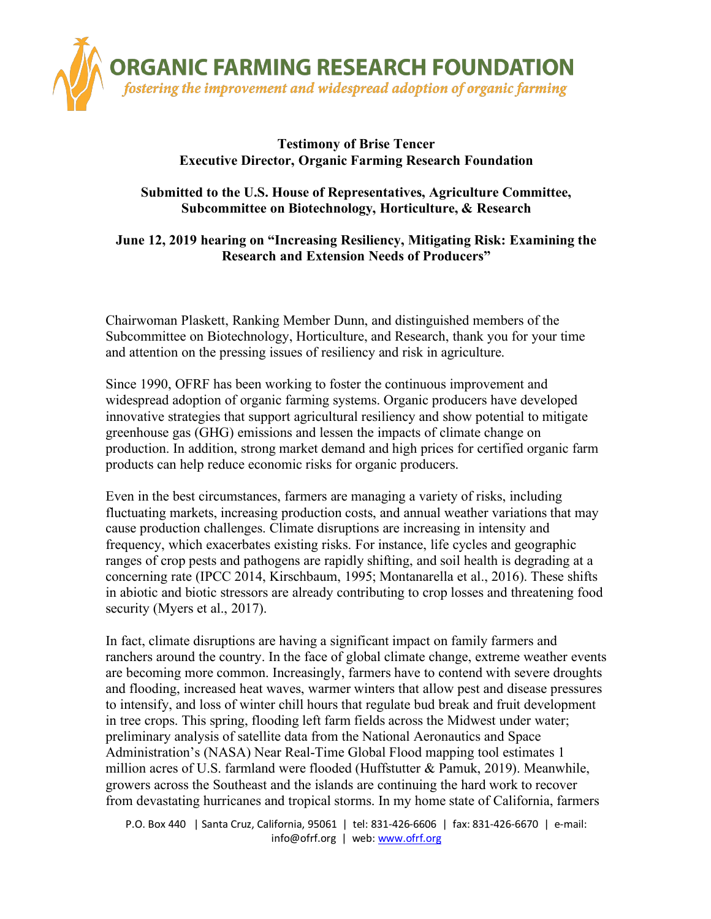# ORGANIC FARMING RESEARCH FOUNDATION

*fostering the improvement and widespread adoption of organic farming*

**Testimony of Brise Tencer**
**Executive Director, Organic Farming Research Foundation**

**Submitted to the U.S. House of Representatives, Agriculture Committee, Subcommittee on Biotechnology, Horticulture, & Research**

**June 12, 2019 hearing on "Increasing Resiliency, Mitigating Risk: Examining the Research and Extension Needs of Producers"**

Chairwoman Plaskett, Ranking Member Dunn, and distinguished members of the Subcommittee on Biotechnology, Horticulture, and Research, thank you for your time and attention on the pressing issues of resiliency and risk in agriculture.

Since 1990, OFRF has been working to foster the continuous improvement and widespread adoption of organic farming systems. Organic producers have developed innovative strategies that support agricultural resiliency and show potential to mitigate greenhouse gas (GHG) emissions and lessen the impacts of climate change on production. In addition, strong market demand and high prices for certified organic farm products can help reduce economic risks for organic producers.

Even in the best circumstances, farmers are managing a variety of risks, including fluctuating markets, increasing production costs, and annual weather variations that may cause production challenges. Climate disruptions are increasing in intensity and frequency, which exacerbates existing risks. For instance, life cycles and geographic ranges of crop pests and pathogens are rapidly shifting, and soil health is degrading at a concerning rate (IPCC 2014, Kirschbaum, 1995; Montanarella et al., 2016). These shifts in abiotic and biotic stressors are already contributing to crop losses and threatening food security (Myers et al., 2017).

In fact, climate disruptions are having a significant impact on family farmers and ranchers around the country. In the face of global climate change, extreme weather events are becoming more common. Increasingly, farmers have to contend with severe droughts and flooding, increased heat waves, warmer winters that allow pest and disease pressures to intensify, and loss of winter chill hours that regulate bud break and fruit development in tree crops. This spring, flooding left farm fields across the Midwest under water; preliminary analysis of satellite data from the National Aeronautics and Space Administration's (NASA) Near Real-Time Global Flood mapping tool estimates 1 million acres of U.S. farmland were flooded (Huffstutter & Pamuk, 2019). Meanwhile, growers across the Southeast and the islands are continuing the hard work to recover from devastating hurricanes and tropical storms. In my home state of California, farmers

P.O. Box 440 | Santa Cruz, California, 95061 | tel: 831-426-6606 | fax: 831-426-6670 | e-mail: info@ofrf.org | web: www.ofrf.org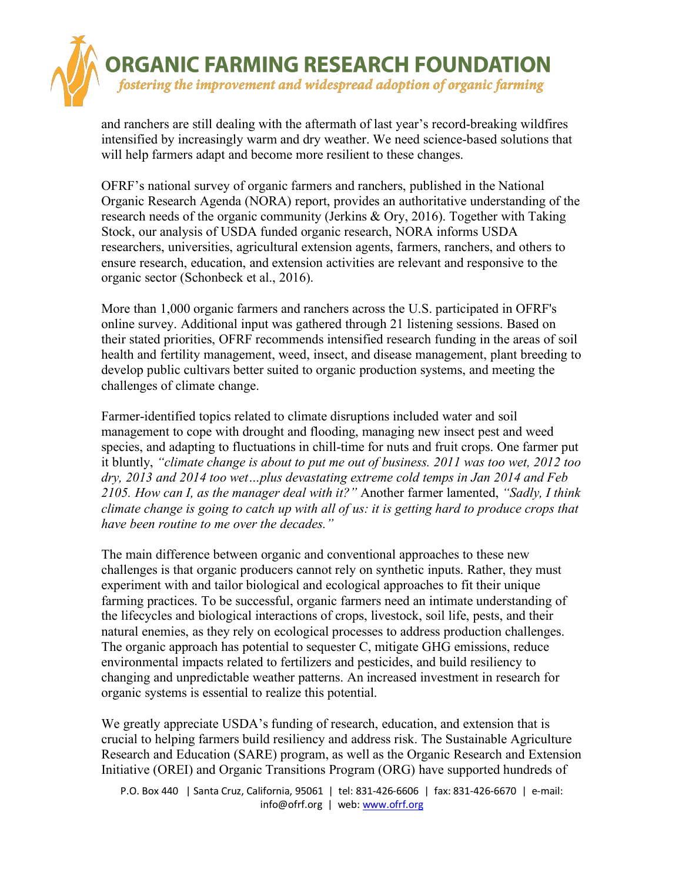and ranchers are still dealing with the aftermath of last year's record-breaking wildfires intensified by increasingly warm and dry weather. We need science-based solutions that will help farmers adapt and become more resilient to these changes.

OFRF's national survey of organic farmers and ranchers, published in the National Organic Research Agenda (NORA) report, provides an authoritative understanding of the research needs of the organic community (Jerkins & Ory, 2016). Together with Taking Stock, our analysis of USDA funded organic research, NORA informs USDA researchers, universities, agricultural extension agents, farmers, ranchers, and others to ensure research, education, and extension activities are relevant and responsive to the organic sector (Schonbeck et al., 2016).

More than 1,000 organic farmers and ranchers across the U.S. participated in OFRF's online survey. Additional input was gathered through 21 listening sessions. Based on their stated priorities, OFRF recommends intensified research funding in the areas of soil health and fertility management, weed, insect, and disease management, plant breeding to develop public cultivars better suited to organic production systems, and meeting the challenges of climate change.

Farmer-identified topics related to climate disruptions included water and soil management to cope with drought and flooding, managing new insect pest and weed species, and adapting to fluctuations in chill-time for nuts and fruit crops. One farmer put it bluntly, *"climate change is about to put me out of business. 2011 was too wet, 2012 too dry, 2013 and 2014 too wet…plus devastating extreme cold temps in Jan 2014 and Feb 2105. How can I, as the manager deal with it?"* Another farmer lamented, *"Sadly, I think climate change is going to catch up with all of us: it is getting hard to produce crops that have been routine to me over the decades."*

The main difference between organic and conventional approaches to these new challenges is that organic producers cannot rely on synthetic inputs. Rather, they must experiment with and tailor biological and ecological approaches to fit their unique farming practices. To be successful, organic farmers need an intimate understanding of the lifecycles and biological interactions of crops, livestock, soil life, pests, and their natural enemies, as they rely on ecological processes to address production challenges. The organic approach has potential to sequester C, mitigate GHG emissions, reduce environmental impacts related to fertilizers and pesticides, and build resiliency to changing and unpredictable weather patterns. An increased investment in research for organic systems is essential to realize this potential.

We greatly appreciate USDA's funding of research, education, and extension that is crucial to helping farmers build resiliency and address risk. The Sustainable Agriculture Research and Education (SARE) program, as well as the Organic Research and Extension Initiative (OREI) and Organic Transitions Program (ORG) have supported hundreds of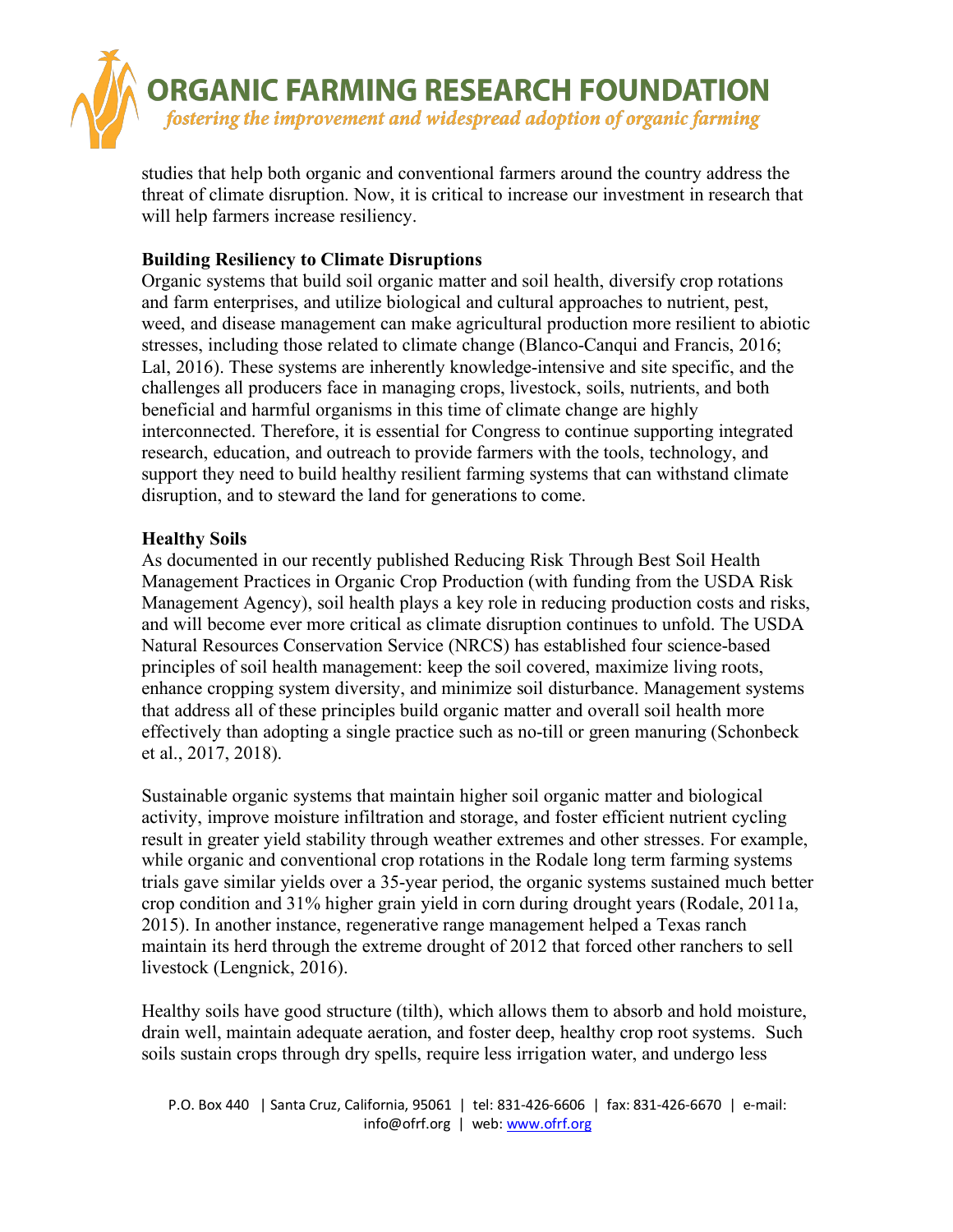studies that help both organic and conventional farmers around the country address the threat of climate disruption. Now, it is critical to increase our investment in research that will help farmers increase resiliency.

**Building Resiliency to Climate Disruptions**

Organic systems that build soil organic matter and soil health, diversify crop rotations and farm enterprises, and utilize biological and cultural approaches to nutrient, pest, weed, and disease management can make agricultural production more resilient to abiotic stresses, including those related to climate change (Blanco-Canqui and Francis, 2016; Lal, 2016). These systems are inherently knowledge-intensive and site specific, and the challenges all producers face in managing crops, livestock, soils, nutrients, and both beneficial and harmful organisms in this time of climate change are highly interconnected. Therefore, it is essential for Congress to continue supporting integrated research, education, and outreach to provide farmers with the tools, technology, and support they need to build healthy resilient farming systems that can withstand climate disruption, and to steward the land for generations to come.

**Healthy Soils**

As documented in our recently published Reducing Risk Through Best Soil Health Management Practices in Organic Crop Production (with funding from the USDA Risk Management Agency), soil health plays a key role in reducing production costs and risks, and will become ever more critical as climate disruption continues to unfold. The USDA Natural Resources Conservation Service (NRCS) has established four science-based principles of soil health management: keep the soil covered, maximize living roots, enhance cropping system diversity, and minimize soil disturbance. Management systems that address all of these principles build organic matter and overall soil health more effectively than adopting a single practice such as no-till or green manuring (Schonbeck et al., 2017, 2018).

Sustainable organic systems that maintain higher soil organic matter and biological activity, improve moisture infiltration and storage, and foster efficient nutrient cycling result in greater yield stability through weather extremes and other stresses. For example, while organic and conventional crop rotations in the Rodale long term farming systems trials gave similar yields over a 35-year period, the organic systems sustained much better crop condition and 31% higher grain yield in corn during drought years (Rodale, 2011a, 2015). In another instance, regenerative range management helped a Texas ranch maintain its herd through the extreme drought of 2012 that forced other ranchers to sell livestock (Lengnick, 2016).

Healthy soils have good structure (tilth), which allows them to absorb and hold moisture, drain well, maintain adequate aeration, and foster deep, healthy crop root systems. Such soils sustain crops through dry spells, require less irrigation water, and undergo less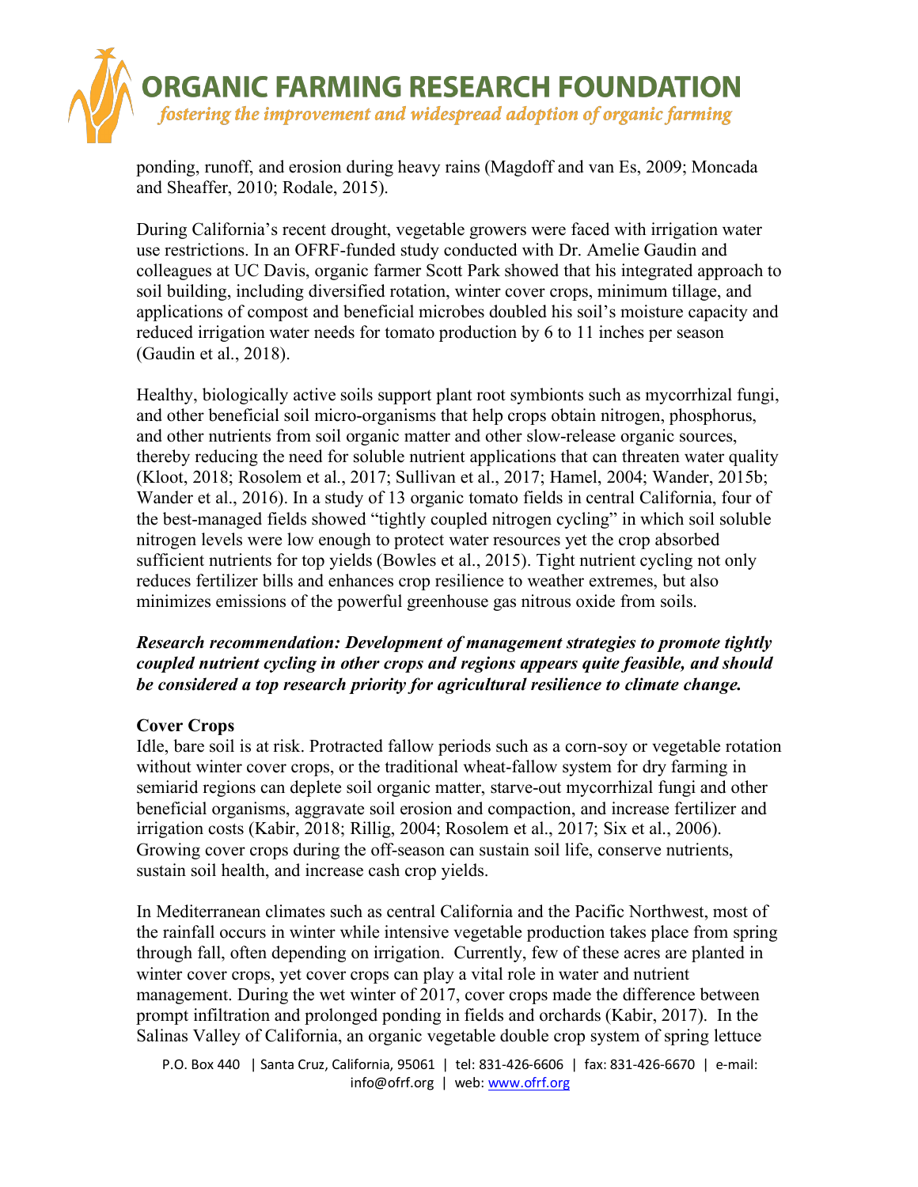ponding, runoff, and erosion during heavy rains (Magdoff and van Es, 2009; Moncada and Sheaffer, 2010; Rodale, 2015).

During California's recent drought, vegetable growers were faced with irrigation water use restrictions. In an OFRF-funded study conducted with Dr. Amelie Gaudin and colleagues at UC Davis, organic farmer Scott Park showed that his integrated approach to soil building, including diversified rotation, winter cover crops, minimum tillage, and applications of compost and beneficial microbes doubled his soil's moisture capacity and reduced irrigation water needs for tomato production by 6 to 11 inches per season (Gaudin et al., 2018).

Healthy, biologically active soils support plant root symbionts such as mycorrhizal fungi, and other beneficial soil micro-organisms that help crops obtain nitrogen, phosphorus, and other nutrients from soil organic matter and other slow-release organic sources, thereby reducing the need for soluble nutrient applications that can threaten water quality (Kloot, 2018; Rosolem et al., 2017; Sullivan et al., 2017; Hamel, 2004; Wander, 2015b; Wander et al., 2016). In a study of 13 organic tomato fields in central California, four of the best-managed fields showed "tightly coupled nitrogen cycling" in which soil soluble nitrogen levels were low enough to protect water resources yet the crop absorbed sufficient nutrients for top yields (Bowles et al., 2015). Tight nutrient cycling not only reduces fertilizer bills and enhances crop resilience to weather extremes, but also minimizes emissions of the powerful greenhouse gas nitrous oxide from soils.

***Research recommendation: Development of management strategies to promote tightly coupled nutrient cycling in other crops and regions appears quite feasible, and should be considered a top research priority for agricultural resilience to climate change.***

**Cover Crops**

Idle, bare soil is at risk. Protracted fallow periods such as a corn-soy or vegetable rotation without winter cover crops, or the traditional wheat-fallow system for dry farming in semiarid regions can deplete soil organic matter, starve-out mycorrhizal fungi and other beneficial organisms, aggravate soil erosion and compaction, and increase fertilizer and irrigation costs (Kabir, 2018; Rillig, 2004; Rosolem et al., 2017; Six et al., 2006). Growing cover crops during the off-season can sustain soil life, conserve nutrients, sustain soil health, and increase cash crop yields.

In Mediterranean climates such as central California and the Pacific Northwest, most of the rainfall occurs in winter while intensive vegetable production takes place from spring through fall, often depending on irrigation. Currently, few of these acres are planted in winter cover crops, yet cover crops can play a vital role in water and nutrient management. During the wet winter of 2017, cover crops made the difference between prompt infiltration and prolonged ponding in fields and orchards (Kabir, 2017). In the Salinas Valley of California, an organic vegetable double crop system of spring lettuce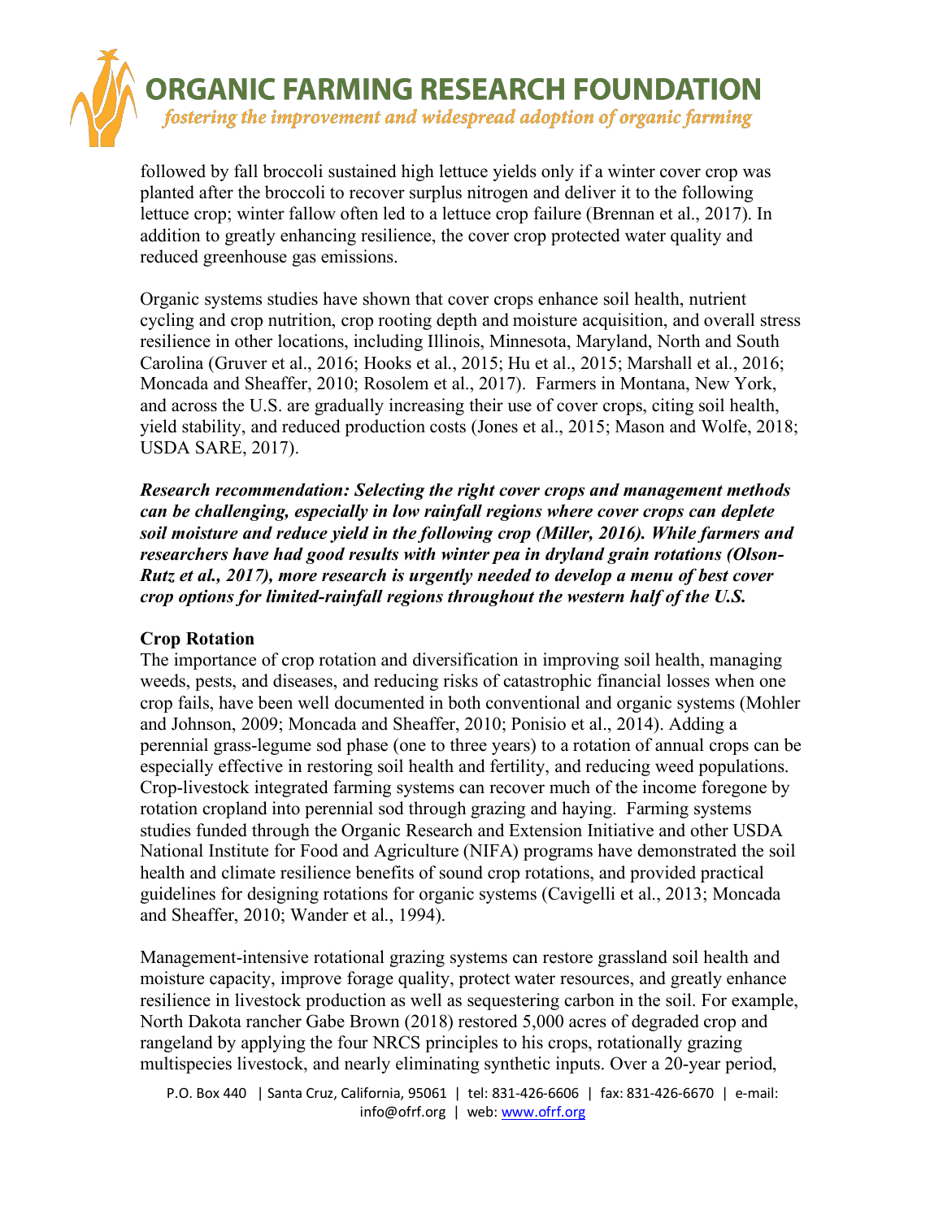followed by fall broccoli sustained high lettuce yields only if a winter cover crop was planted after the broccoli to recover surplus nitrogen and deliver it to the following lettuce crop; winter fallow often led to a lettuce crop failure (Brennan et al., 2017). In addition to greatly enhancing resilience, the cover crop protected water quality and reduced greenhouse gas emissions.

Organic systems studies have shown that cover crops enhance soil health, nutrient cycling and crop nutrition, crop rooting depth and moisture acquisition, and overall stress resilience in other locations, including Illinois, Minnesota, Maryland, North and South Carolina (Gruver et al., 2016; Hooks et al., 2015; Hu et al., 2015; Marshall et al., 2016; Moncada and Sheaffer, 2010; Rosolem et al., 2017). Farmers in Montana, New York, and across the U.S. are gradually increasing their use of cover crops, citing soil health, yield stability, and reduced production costs (Jones et al., 2015; Mason and Wolfe, 2018; USDA SARE, 2017).

***Research recommendation: Selecting the right cover crops and management methods can be challenging, especially in low rainfall regions where cover crops can deplete soil moisture and reduce yield in the following crop (Miller, 2016). While farmers and researchers have had good results with winter pea in dryland grain rotations (Olson-Rutz et al., 2017), more research is urgently needed to develop a menu of best cover crop options for limited-rainfall regions throughout the western half of the U.S.***

## Crop Rotation

The importance of crop rotation and diversification in improving soil health, managing weeds, pests, and diseases, and reducing risks of catastrophic financial losses when one crop fails, have been well documented in both conventional and organic systems (Mohler and Johnson, 2009; Moncada and Sheaffer, 2010; Ponisio et al., 2014). Adding a perennial grass-legume sod phase (one to three years) to a rotation of annual crops can be especially effective in restoring soil health and fertility, and reducing weed populations. Crop-livestock integrated farming systems can recover much of the income foregone by rotation cropland into perennial sod through grazing and haying. Farming systems studies funded through the Organic Research and Extension Initiative and other USDA National Institute for Food and Agriculture (NIFA) programs have demonstrated the soil health and climate resilience benefits of sound crop rotations, and provided practical guidelines for designing rotations for organic systems (Cavigelli et al., 2013; Moncada and Sheaffer, 2010; Wander et al., 1994).

Management-intensive rotational grazing systems can restore grassland soil health and moisture capacity, improve forage quality, protect water resources, and greatly enhance resilience in livestock production as well as sequestering carbon in the soil. For example, North Dakota rancher Gabe Brown (2018) restored 5,000 acres of degraded crop and rangeland by applying the four NRCS principles to his crops, rotationally grazing multispecies livestock, and nearly eliminating synthetic inputs. Over a 20-year period,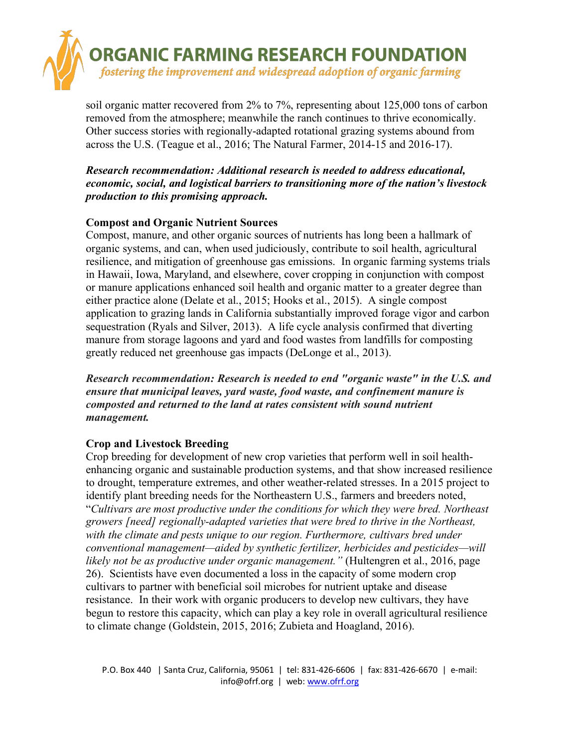soil organic matter recovered from 2% to 7%, representing about 125,000 tons of carbon removed from the atmosphere; meanwhile the ranch continues to thrive economically. Other success stories with regionally-adapted rotational grazing systems abound from across the U.S. (Teague et al., 2016; The Natural Farmer, 2014-15 and 2016-17).

***Research recommendation: Additional research is needed to address educational, economic, social, and logistical barriers to transitioning more of the nation's livestock production to this promising approach.***

**Compost and Organic Nutrient Sources**

Compost, manure, and other organic sources of nutrients has long been a hallmark of organic systems, and can, when used judiciously, contribute to soil health, agricultural resilience, and mitigation of greenhouse gas emissions. In organic farming systems trials in Hawaii, Iowa, Maryland, and elsewhere, cover cropping in conjunction with compost or manure applications enhanced soil health and organic matter to a greater degree than either practice alone (Delate et al., 2015; Hooks et al., 2015). A single compost application to grazing lands in California substantially improved forage vigor and carbon sequestration (Ryals and Silver, 2013). A life cycle analysis confirmed that diverting manure from storage lagoons and yard and food wastes from landfills for composting greatly reduced net greenhouse gas impacts (DeLonge et al., 2013).

***Research recommendation: Research is needed to end "organic waste" in the U.S. and ensure that municipal leaves, yard waste, food waste, and confinement manure is composted and returned to the land at rates consistent with sound nutrient management.***

**Crop and Livestock Breeding**

Crop breeding for development of new crop varieties that perform well in soil health-enhancing organic and sustainable production systems, and that show increased resilience to drought, temperature extremes, and other weather-related stresses. In a 2015 project to identify plant breeding needs for the Northeastern U.S., farmers and breeders noted, "*Cultivars are most productive under the conditions for which they were bred. Northeast growers [need] regionally-adapted varieties that were bred to thrive in the Northeast, with the climate and pests unique to our region. Furthermore, cultivars bred under conventional management—aided by synthetic fertilizer, herbicides and pesticides—will likely not be as productive under organic management."* (Hultengren et al., 2016, page 26). Scientists have even documented a loss in the capacity of some modern crop cultivars to partner with beneficial soil microbes for nutrient uptake and disease resistance. In their work with organic producers to develop new cultivars, they have begun to restore this capacity, which can play a key role in overall agricultural resilience to climate change (Goldstein, 2015, 2016; Zubieta and Hoagland, 2016).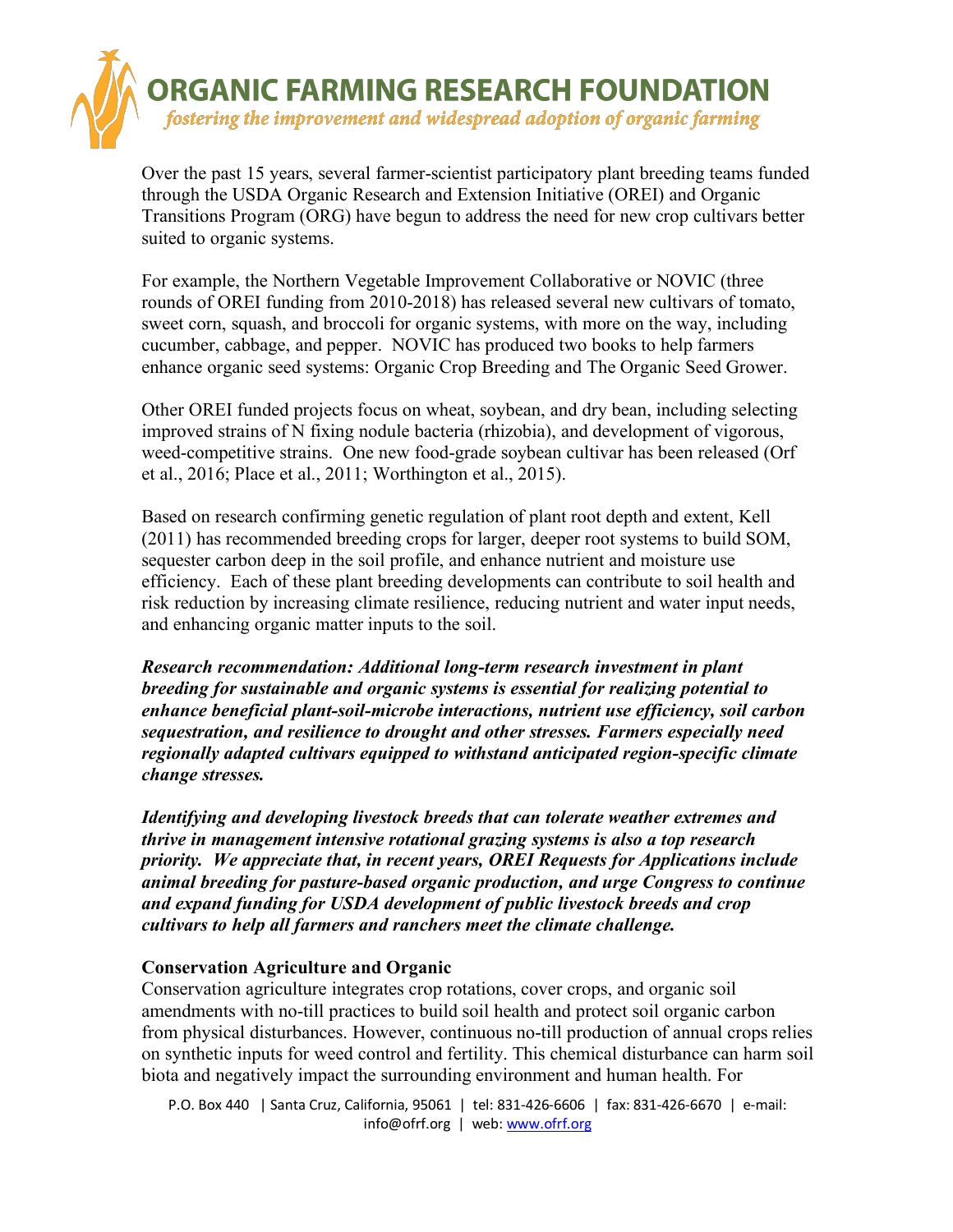Over the past 15 years, several farmer-scientist participatory plant breeding teams funded through the USDA Organic Research and Extension Initiative (OREI) and Organic Transitions Program (ORG) have begun to address the need for new crop cultivars better suited to organic systems.

For example, the Northern Vegetable Improvement Collaborative or NOVIC (three rounds of OREI funding from 2010-2018) has released several new cultivars of tomato, sweet corn, squash, and broccoli for organic systems, with more on the way, including cucumber, cabbage, and pepper. NOVIC has produced two books to help farmers enhance organic seed systems: Organic Crop Breeding and The Organic Seed Grower.

Other OREI funded projects focus on wheat, soybean, and dry bean, including selecting improved strains of N fixing nodule bacteria (rhizobia), and development of vigorous, weed-competitive strains. One new food-grade soybean cultivar has been released (Orf et al., 2016; Place et al., 2011; Worthington et al., 2015).

Based on research confirming genetic regulation of plant root depth and extent, Kell (2011) has recommended breeding crops for larger, deeper root systems to build SOM, sequester carbon deep in the soil profile, and enhance nutrient and moisture use efficiency. Each of these plant breeding developments can contribute to soil health and risk reduction by increasing climate resilience, reducing nutrient and water input needs, and enhancing organic matter inputs to the soil.

***Research recommendation: Additional long-term research investment in plant breeding for sustainable and organic systems is essential for realizing potential to enhance beneficial plant-soil-microbe interactions, nutrient use efficiency, soil carbon sequestration, and resilience to drought and other stresses. Farmers especially need regionally adapted cultivars equipped to withstand anticipated region-specific climate change stresses.***

***Identifying and developing livestock breeds that can tolerate weather extremes and thrive in management intensive rotational grazing systems is also a top research priority. We appreciate that, in recent years, OREI Requests for Applications include animal breeding for pasture-based organic production, and urge Congress to continue and expand funding for USDA development of public livestock breeds and crop cultivars to help all farmers and ranchers meet the climate challenge.***

### Conservation Agriculture and Organic

Conservation agriculture integrates crop rotations, cover crops, and organic soil amendments with no-till practices to build soil health and protect soil organic carbon from physical disturbances. However, continuous no-till production of annual crops relies on synthetic inputs for weed control and fertility. This chemical disturbance can harm soil biota and negatively impact the surrounding environment and human health. For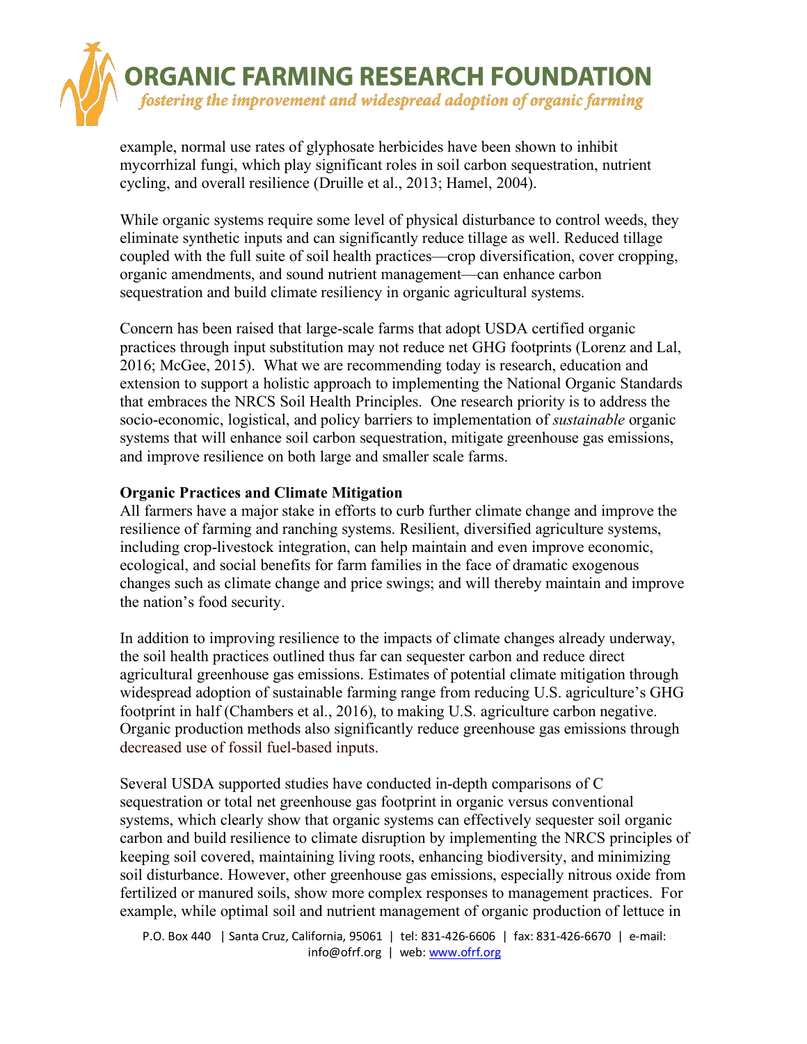example, normal use rates of glyphosate herbicides have been shown to inhibit mycorrhizal fungi, which play significant roles in soil carbon sequestration, nutrient cycling, and overall resilience (Druille et al., 2013; Hamel, 2004).

While organic systems require some level of physical disturbance to control weeds, they eliminate synthetic inputs and can significantly reduce tillage as well. Reduced tillage coupled with the full suite of soil health practices—crop diversification, cover cropping, organic amendments, and sound nutrient management—can enhance carbon sequestration and build climate resiliency in organic agricultural systems.

Concern has been raised that large-scale farms that adopt USDA certified organic practices through input substitution may not reduce net GHG footprints (Lorenz and Lal, 2016; McGee, 2015). What we are recommending today is research, education and extension to support a holistic approach to implementing the National Organic Standards that embraces the NRCS Soil Health Principles. One research priority is to address the socio-economic, logistical, and policy barriers to implementation of *sustainable* organic systems that will enhance soil carbon sequestration, mitigate greenhouse gas emissions, and improve resilience on both large and smaller scale farms.

**Organic Practices and Climate Mitigation**

All farmers have a major stake in efforts to curb further climate change and improve the resilience of farming and ranching systems. Resilient, diversified agriculture systems, including crop-livestock integration, can help maintain and even improve economic, ecological, and social benefits for farm families in the face of dramatic exogenous changes such as climate change and price swings; and will thereby maintain and improve the nation's food security.

In addition to improving resilience to the impacts of climate changes already underway, the soil health practices outlined thus far can sequester carbon and reduce direct agricultural greenhouse gas emissions. Estimates of potential climate mitigation through widespread adoption of sustainable farming range from reducing U.S. agriculture's GHG footprint in half (Chambers et al., 2016), to making U.S. agriculture carbon negative. Organic production methods also significantly reduce greenhouse gas emissions through decreased use of fossil fuel-based inputs.

Several USDA supported studies have conducted in-depth comparisons of C sequestration or total net greenhouse gas footprint in organic versus conventional systems, which clearly show that organic systems can effectively sequester soil organic carbon and build resilience to climate disruption by implementing the NRCS principles of keeping soil covered, maintaining living roots, enhancing biodiversity, and minimizing soil disturbance. However, other greenhouse gas emissions, especially nitrous oxide from fertilized or manured soils, show more complex responses to management practices. For example, while optimal soil and nutrient management of organic production of lettuce in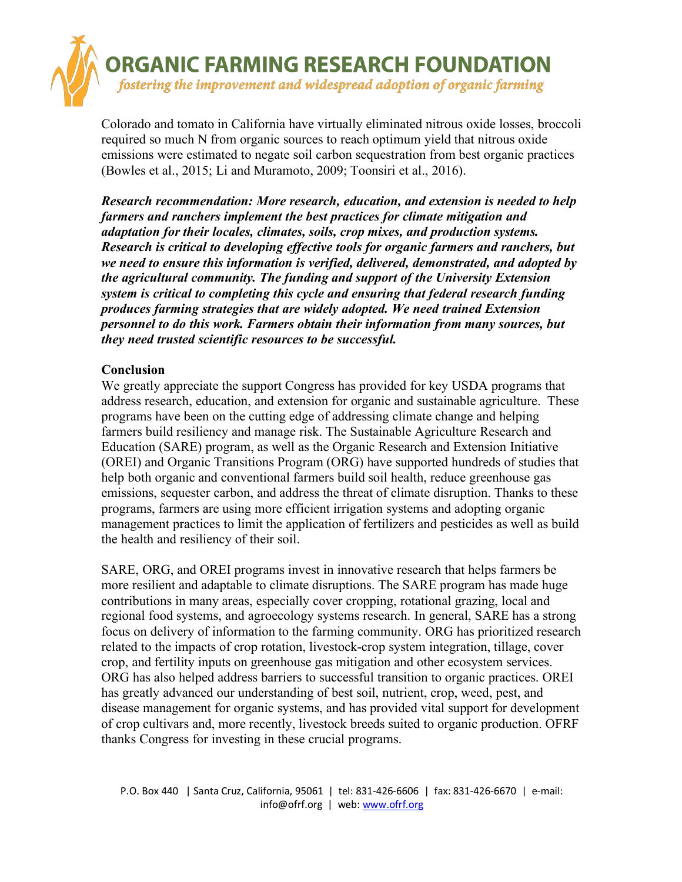Colorado and tomato in California have virtually eliminated nitrous oxide losses, broccoli required so much N from organic sources to reach optimum yield that nitrous oxide emissions were estimated to negate soil carbon sequestration from best organic practices (Bowles et al., 2015; Li and Muramoto, 2009; Toonsiri et al., 2016).

***Research recommendation: More research, education, and extension is needed to help farmers and ranchers implement the best practices for climate mitigation and adaptation for their locales, climates, soils, crop mixes, and production systems. Research is critical to developing effective tools for organic farmers and ranchers, but we need to ensure this information is verified, delivered, demonstrated, and adopted by the agricultural community. The funding and support of the University Extension system is critical to completing this cycle and ensuring that federal research funding produces farming strategies that are widely adopted. We need trained Extension personnel to do this work. Farmers obtain their information from many sources, but they need trusted scientific resources to be successful.***

**Conclusion**

We greatly appreciate the support Congress has provided for key USDA programs that address research, education, and extension for organic and sustainable agriculture. These programs have been on the cutting edge of addressing climate change and helping farmers build resiliency and manage risk. The Sustainable Agriculture Research and Education (SARE) program, as well as the Organic Research and Extension Initiative (OREI) and Organic Transitions Program (ORG) have supported hundreds of studies that help both organic and conventional farmers build soil health, reduce greenhouse gas emissions, sequester carbon, and address the threat of climate disruption. Thanks to these programs, farmers are using more efficient irrigation systems and adopting organic management practices to limit the application of fertilizers and pesticides as well as build the health and resiliency of their soil.

SARE, ORG, and OREI programs invest in innovative research that helps farmers be more resilient and adaptable to climate disruptions. The SARE program has made huge contributions in many areas, especially cover cropping, rotational grazing, local and regional food systems, and agroecology systems research. In general, SARE has a strong focus on delivery of information to the farming community. ORG has prioritized research related to the impacts of crop rotation, livestock-crop system integration, tillage, cover crop, and fertility inputs on greenhouse gas mitigation and other ecosystem services. ORG has also helped address barriers to successful transition to organic practices. OREI has greatly advanced our understanding of best soil, nutrient, crop, weed, pest, and disease management for organic systems, and has provided vital support for development of crop cultivars and, more recently, livestock breeds suited to organic production. OFRF thanks Congress for investing in these crucial programs.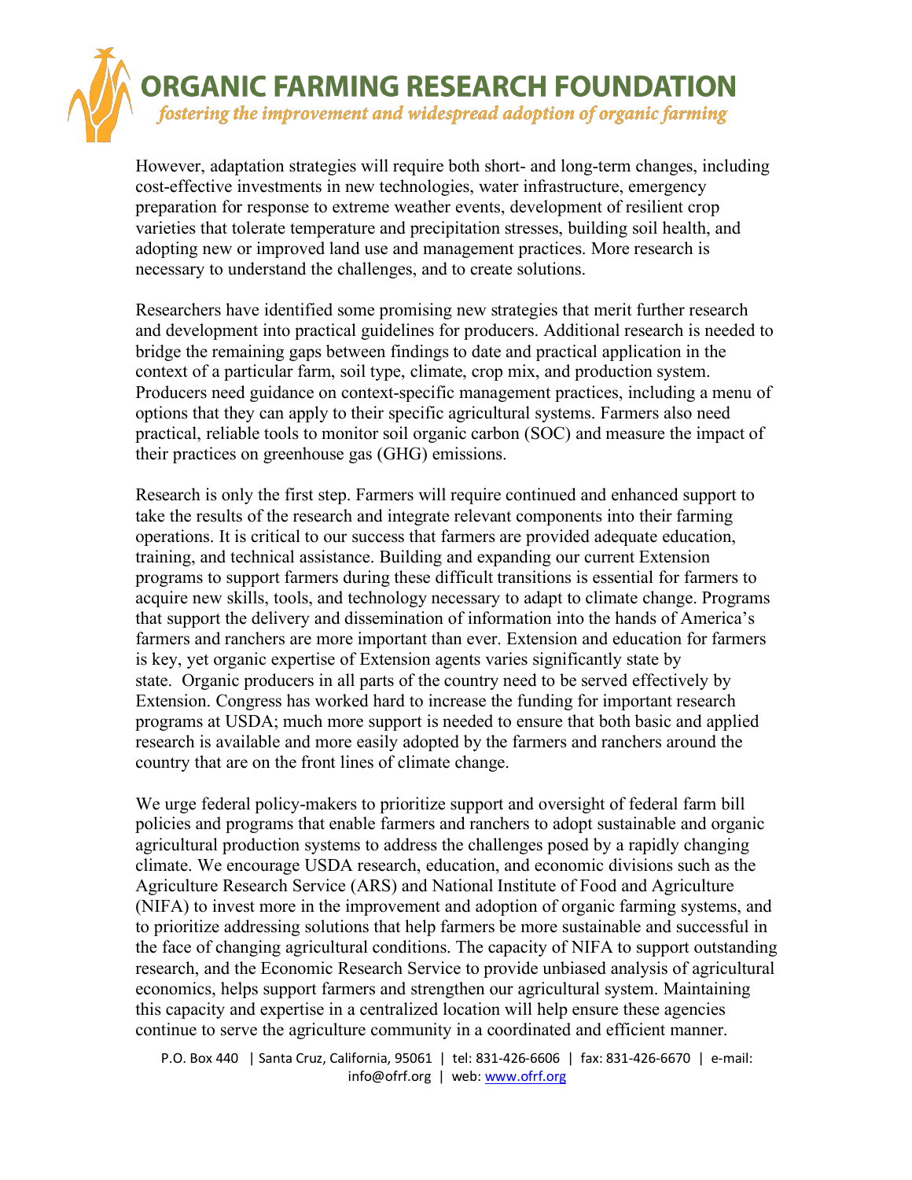However, adaptation strategies will require both short- and long-term changes, including cost-effective investments in new technologies, water infrastructure, emergency preparation for response to extreme weather events, development of resilient crop varieties that tolerate temperature and precipitation stresses, building soil health, and adopting new or improved land use and management practices. More research is necessary to understand the challenges, and to create solutions.

Researchers have identified some promising new strategies that merit further research and development into practical guidelines for producers. Additional research is needed to bridge the remaining gaps between findings to date and practical application in the context of a particular farm, soil type, climate, crop mix, and production system. Producers need guidance on context-specific management practices, including a menu of options that they can apply to their specific agricultural systems. Farmers also need practical, reliable tools to monitor soil organic carbon (SOC) and measure the impact of their practices on greenhouse gas (GHG) emissions.

Research is only the first step. Farmers will require continued and enhanced support to take the results of the research and integrate relevant components into their farming operations. It is critical to our success that farmers are provided adequate education, training, and technical assistance. Building and expanding our current Extension programs to support farmers during these difficult transitions is essential for farmers to acquire new skills, tools, and technology necessary to adapt to climate change. Programs that support the delivery and dissemination of information into the hands of America's farmers and ranchers are more important than ever. Extension and education for farmers is key, yet organic expertise of Extension agents varies significantly state by state. Organic producers in all parts of the country need to be served effectively by Extension. Congress has worked hard to increase the funding for important research programs at USDA; much more support is needed to ensure that both basic and applied research is available and more easily adopted by the farmers and ranchers around the country that are on the front lines of climate change.

We urge federal policy-makers to prioritize support and oversight of federal farm bill policies and programs that enable farmers and ranchers to adopt sustainable and organic agricultural production systems to address the challenges posed by a rapidly changing climate. We encourage USDA research, education, and economic divisions such as the Agriculture Research Service (ARS) and National Institute of Food and Agriculture (NIFA) to invest more in the improvement and adoption of organic farming systems, and to prioritize addressing solutions that help farmers be more sustainable and successful in the face of changing agricultural conditions. The capacity of NIFA to support outstanding research, and the Economic Research Service to provide unbiased analysis of agricultural economics, helps support farmers and strengthen our agricultural system. Maintaining this capacity and expertise in a centralized location will help ensure these agencies continue to serve the agriculture community in a coordinated and efficient manner.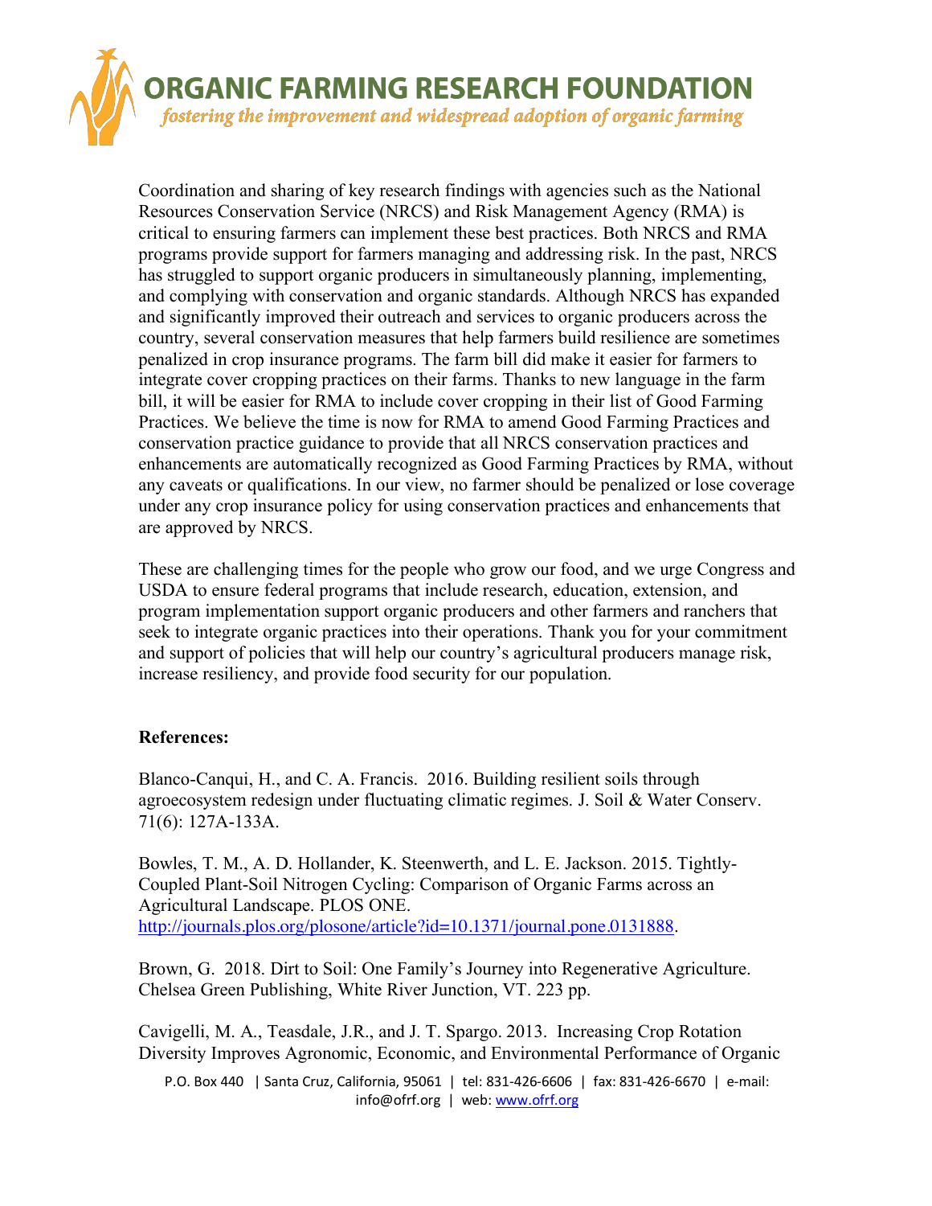Coordination and sharing of key research findings with agencies such as the National Resources Conservation Service (NRCS) and Risk Management Agency (RMA) is critical to ensuring farmers can implement these best practices. Both NRCS and RMA programs provide support for farmers managing and addressing risk. In the past, NRCS has struggled to support organic producers in simultaneously planning, implementing, and complying with conservation and organic standards. Although NRCS has expanded and significantly improved their outreach and services to organic producers across the country, several conservation measures that help farmers build resilience are sometimes penalized in crop insurance programs. The farm bill did make it easier for farmers to integrate cover cropping practices on their farms. Thanks to new language in the farm bill, it will be easier for RMA to include cover cropping in their list of Good Farming Practices. We believe the time is now for RMA to amend Good Farming Practices and conservation practice guidance to provide that all NRCS conservation practices and enhancements are automatically recognized as Good Farming Practices by RMA, without any caveats or qualifications. In our view, no farmer should be penalized or lose coverage under any crop insurance policy for using conservation practices and enhancements that are approved by NRCS.

These are challenging times for the people who grow our food, and we urge Congress and USDA to ensure federal programs that include research, education, extension, and program implementation support organic producers and other farmers and ranchers that seek to integrate organic practices into their operations. Thank you for your commitment and support of policies that will help our country's agricultural producers manage risk, increase resiliency, and provide food security for our population.

**References:**

Blanco-Canqui, H., and C. A. Francis. 2016. Building resilient soils through agroecosystem redesign under fluctuating climatic regimes. J. Soil & Water Conserv. 71(6): 127A-133A.

Bowles, T. M., A. D. Hollander, K. Steenwerth, and L. E. Jackson. 2015. Tightly-Coupled Plant-Soil Nitrogen Cycling: Comparison of Organic Farms across an Agricultural Landscape. PLOS ONE. http://journals.plos.org/plosone/article?id=10.1371/journal.pone.0131888.

Brown, G. 2018. Dirt to Soil: One Family's Journey into Regenerative Agriculture. Chelsea Green Publishing, White River Junction, VT. 223 pp.

Cavigelli, M. A., Teasdale, J.R., and J. T. Spargo. 2013. Increasing Crop Rotation Diversity Improves Agronomic, Economic, and Environmental Performance of Organic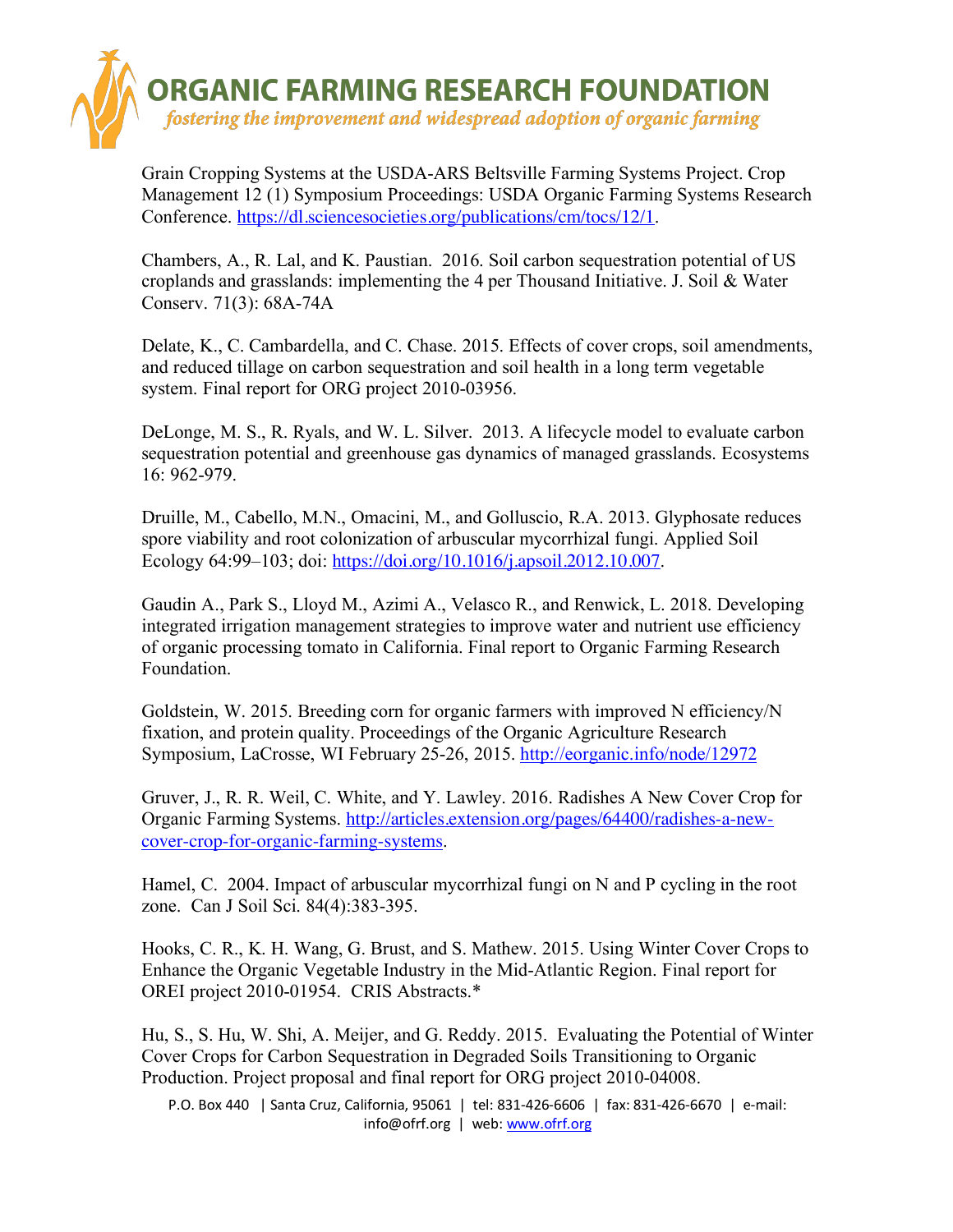Grain Cropping Systems at the USDA-ARS Beltsville Farming Systems Project. Crop Management 12 (1) Symposium Proceedings: USDA Organic Farming Systems Research Conference. https://dl.sciencesocieties.org/publications/cm/tocs/12/1.

Chambers, A., R. Lal, and K. Paustian. 2016. Soil carbon sequestration potential of US croplands and grasslands: implementing the 4 per Thousand Initiative. J. Soil & Water Conserv. 71(3): 68A-74A

Delate, K., C. Cambardella, and C. Chase. 2015. Effects of cover crops, soil amendments, and reduced tillage on carbon sequestration and soil health in a long term vegetable system. Final report for ORG project 2010-03956.

DeLonge, M. S., R. Ryals, and W. L. Silver. 2013. A lifecycle model to evaluate carbon sequestration potential and greenhouse gas dynamics of managed grasslands. Ecosystems 16: 962-979.

Druille, M., Cabello, M.N., Omacini, M., and Golluscio, R.A. 2013. Glyphosate reduces spore viability and root colonization of arbuscular mycorrhizal fungi. Applied Soil Ecology 64:99–103; doi: https://doi.org/10.1016/j.apsoil.2012.10.007.

Gaudin A., Park S., Lloyd M., Azimi A., Velasco R., and Renwick, L. 2018. Developing integrated irrigation management strategies to improve water and nutrient use efficiency of organic processing tomato in California. Final report to Organic Farming Research Foundation.

Goldstein, W. 2015. Breeding corn for organic farmers with improved N efficiency/N fixation, and protein quality. Proceedings of the Organic Agriculture Research Symposium, LaCrosse, WI February 25-26, 2015. http://eorganic.info/node/12972

Gruver, J., R. R. Weil, C. White, and Y. Lawley. 2016. Radishes A New Cover Crop for Organic Farming Systems. http://articles.extension.org/pages/64400/radishes-a-new-cover-crop-for-organic-farming-systems.

Hamel, C. 2004. Impact of arbuscular mycorrhizal fungi on N and P cycling in the root zone. Can J Soil Sci. 84(4):383-395.

Hooks, C. R., K. H. Wang, G. Brust, and S. Mathew. 2015. Using Winter Cover Crops to Enhance the Organic Vegetable Industry in the Mid-Atlantic Region. Final report for OREI project 2010-01954. CRIS Abstracts.*

Hu, S., S. Hu, W. Shi, A. Meijer, and G. Reddy. 2015. Evaluating the Potential of Winter Cover Crops for Carbon Sequestration in Degraded Soils Transitioning to Organic Production. Project proposal and final report for ORG project 2010-04008.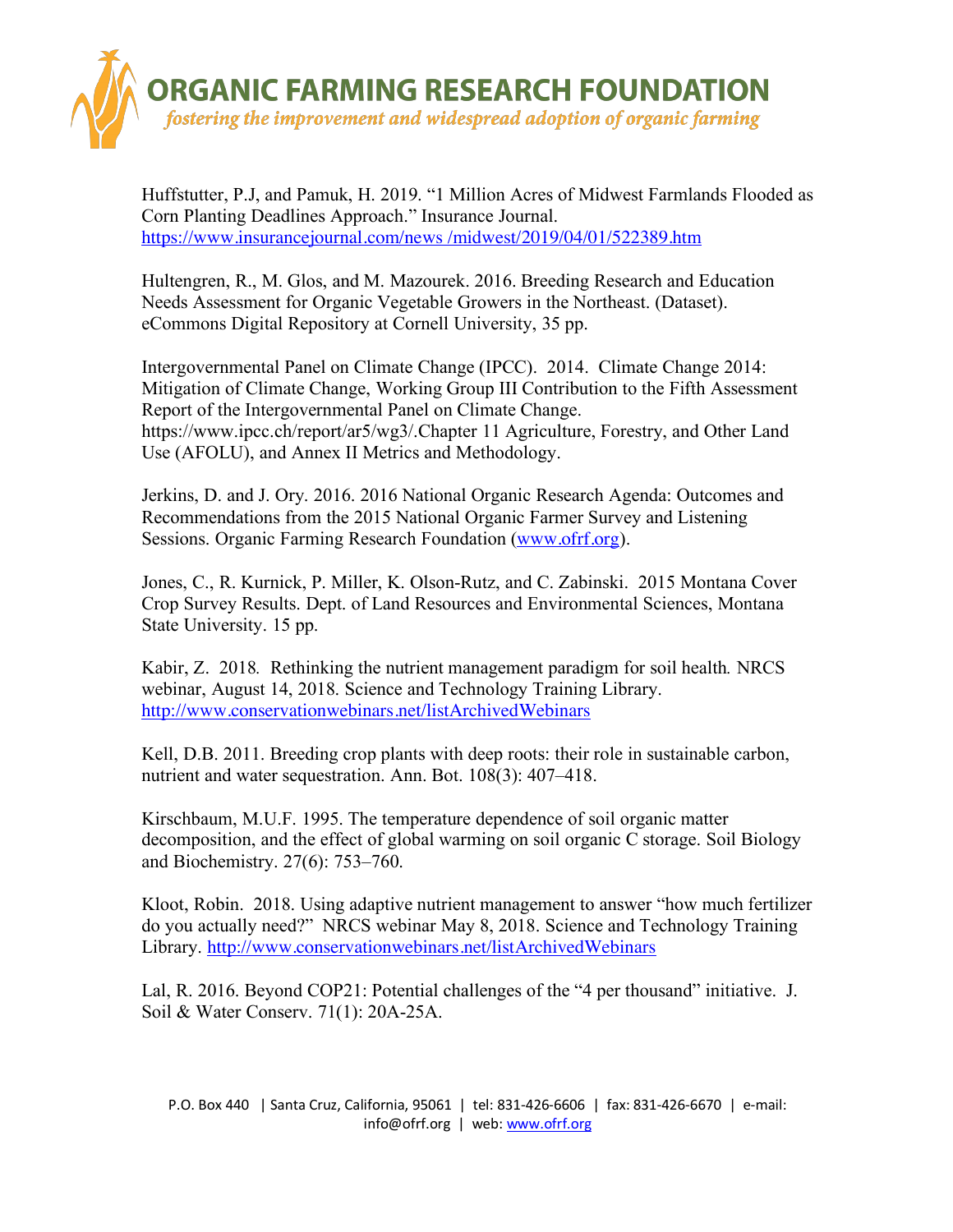Huffstutter, P.J, and Pamuk, H. 2019. "1 Million Acres of Midwest Farmlands Flooded as Corn Planting Deadlines Approach." Insurance Journal. https://www.insurancejournal.com/news /midwest/2019/04/01/522389.htm

Hultengren, R., M. Glos, and M. Mazourek. 2016. Breeding Research and Education Needs Assessment for Organic Vegetable Growers in the Northeast. (Dataset). eCommons Digital Repository at Cornell University, 35 pp.

Intergovernmental Panel on Climate Change (IPCC). 2014. Climate Change 2014: Mitigation of Climate Change, Working Group III Contribution to the Fifth Assessment Report of the Intergovernmental Panel on Climate Change. https://www.ipcc.ch/report/ar5/wg3/.Chapter 11 Agriculture, Forestry, and Other Land Use (AFOLU), and Annex II Metrics and Methodology.

Jerkins, D. and J. Ory. 2016. 2016 National Organic Research Agenda: Outcomes and Recommendations from the 2015 National Organic Farmer Survey and Listening Sessions. Organic Farming Research Foundation (www.ofrf.org).

Jones, C., R. Kurnick, P. Miller, K. Olson-Rutz, and C. Zabinski. 2015 Montana Cover Crop Survey Results. Dept. of Land Resources and Environmental Sciences, Montana State University. 15 pp.

Kabir, Z. 2018. *Rethinking the nutrient management paradigm for soil health.* NRCS webinar, August 14, 2018. Science and Technology Training Library. http://www.conservationwebinars.net/listArchivedWebinars

Kell, D.B. 2011. Breeding crop plants with deep roots: their role in sustainable carbon, nutrient and water sequestration. Ann. Bot. 108(3): 407–418.

Kirschbaum, M.U.F. 1995. The temperature dependence of soil organic matter decomposition, and the effect of global warming on soil organic C storage. Soil Biology and Biochemistry. 27(6): 753–760.

Kloot, Robin. 2018. Using adaptive nutrient management to answer "how much fertilizer do you actually need?" NRCS webinar May 8, 2018. Science and Technology Training Library. http://www.conservationwebinars.net/listArchivedWebinars

Lal, R. 2016. Beyond COP21: Potential challenges of the "4 per thousand" initiative. J. Soil & Water Conserv. 71(1): 20A-25A.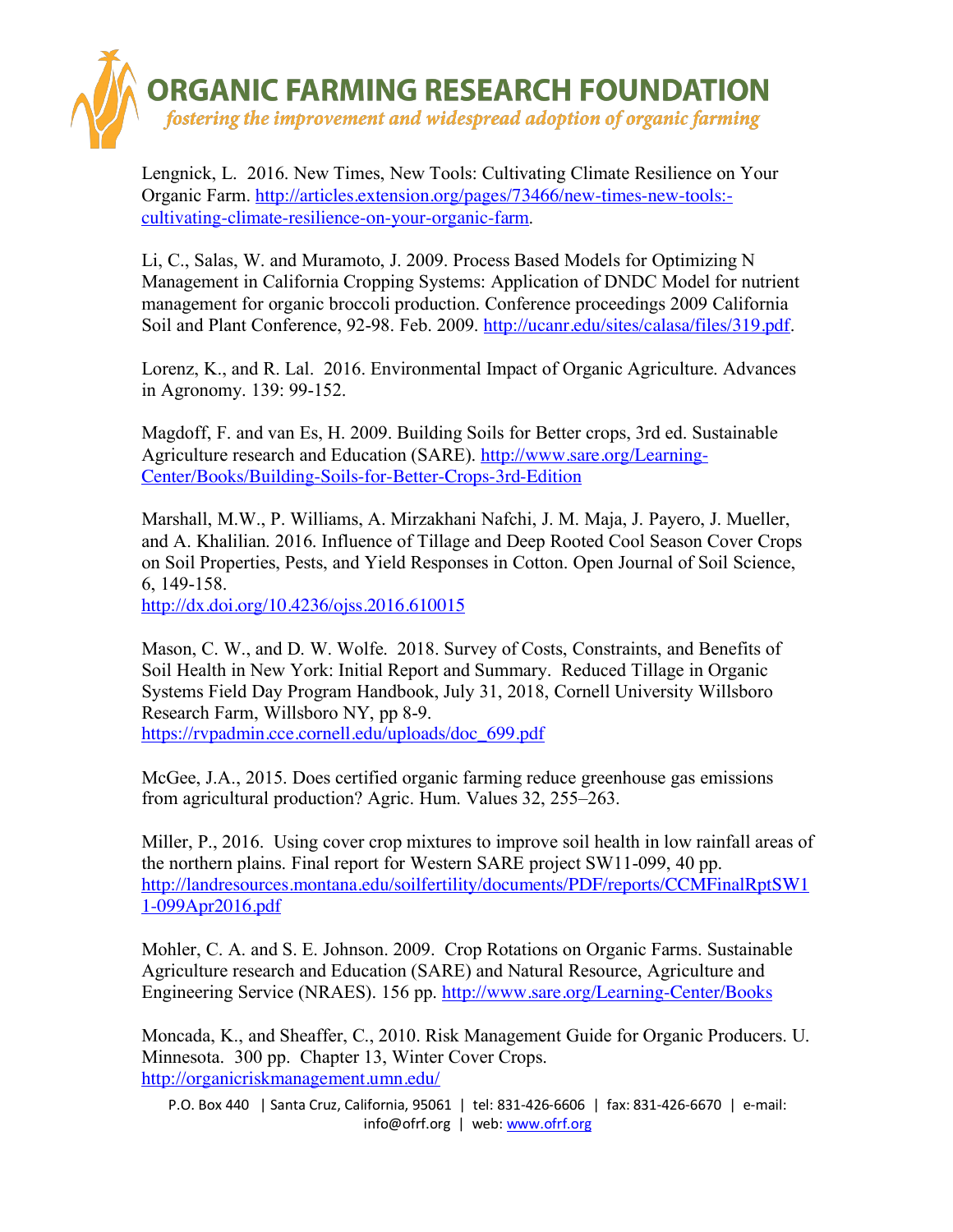Lengnick, L. 2016. New Times, New Tools: Cultivating Climate Resilience on Your Organic Farm. http://articles.extension.org/pages/73466/new-times-new-tools:-cultivating-climate-resilience-on-your-organic-farm.

Li, C., Salas, W. and Muramoto, J. 2009. Process Based Models for Optimizing N Management in California Cropping Systems: Application of DNDC Model for nutrient management for organic broccoli production. Conference proceedings 2009 California Soil and Plant Conference, 92-98. Feb. 2009. http://ucanr.edu/sites/calasa/files/319.pdf.

Lorenz, K., and R. Lal. 2016. Environmental Impact of Organic Agriculture. Advances in Agronomy. 139: 99-152.

Magdoff, F. and van Es, H. 2009. Building Soils for Better crops, 3rd ed. Sustainable Agriculture research and Education (SARE). http://www.sare.org/Learning-Center/Books/Building-Soils-for-Better-Crops-3rd-Edition

Marshall, M.W., P. Williams, A. Mirzakhani Nafchi, J. M. Maja, J. Payero, J. Mueller, and A. Khalilian. 2016. Influence of Tillage and Deep Rooted Cool Season Cover Crops on Soil Properties, Pests, and Yield Responses in Cotton. Open Journal of Soil Science, 6, 149-158.
http://dx.doi.org/10.4236/ojss.2016.610015

Mason, C. W., and D. W. Wolfe. 2018. Survey of Costs, Constraints, and Benefits of Soil Health in New York: Initial Report and Summary. Reduced Tillage in Organic Systems Field Day Program Handbook, July 31, 2018, Cornell University Willsboro Research Farm, Willsboro NY, pp 8-9.
https://rvpadmin.cce.cornell.edu/uploads/doc_699.pdf

McGee, J.A., 2015. Does certified organic farming reduce greenhouse gas emissions from agricultural production? Agric. Hum. Values 32, 255–263.

Miller, P., 2016. Using cover crop mixtures to improve soil health in low rainfall areas of the northern plains. Final report for Western SARE project SW11-099, 40 pp. http://landresources.montana.edu/soilfertility/documents/PDF/reports/CCMFinalRptSW11-099Apr2016.pdf

Mohler, C. A. and S. E. Johnson. 2009. Crop Rotations on Organic Farms. Sustainable Agriculture research and Education (SARE) and Natural Resource, Agriculture and Engineering Service (NRAES). 156 pp. http://www.sare.org/Learning-Center/Books

Moncada, K., and Sheaffer, C., 2010. Risk Management Guide for Organic Producers. U. Minnesota. 300 pp. Chapter 13, Winter Cover Crops. http://organicriskmanagement.umn.edu/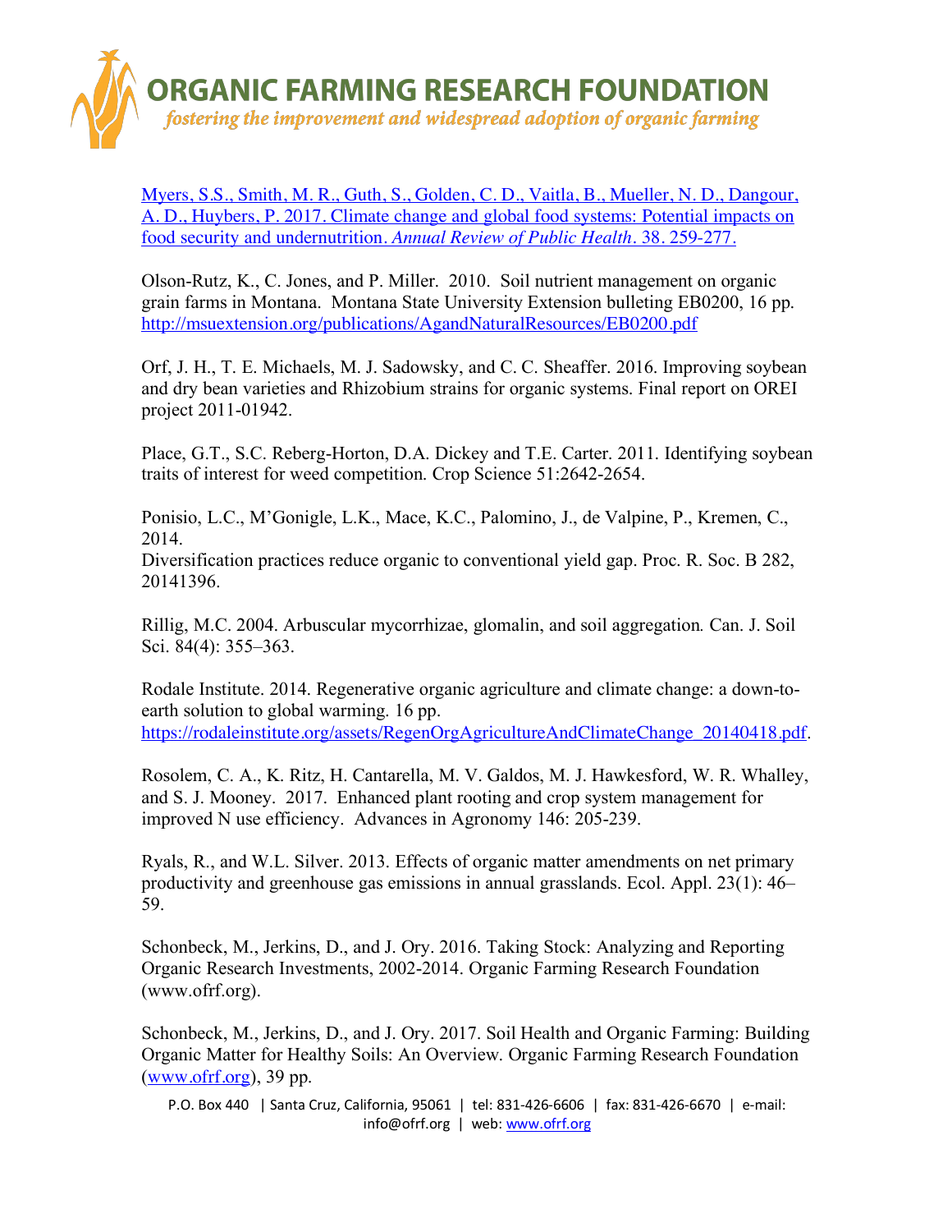[Myers, S.S., Smith, M. R., Guth, S., Golden, C. D., Vaitla, B., Mueller, N. D., Dangour, A. D., Huybers, P. 2017. Climate change and global food systems: Potential impacts on food security and undernutrition. *Annual Review of Public Health*. 38. 259-277.]

Olson-Rutz, K., C. Jones, and P. Miller. 2010. Soil nutrient management on organic grain farms in Montana. Montana State University Extension bulleting EB0200, 16 pp. http://msuextension.org/publications/AgandNaturalResources/EB0200.pdf

Orf, J. H., T. E. Michaels, M. J. Sadowsky, and C. C. Sheaffer. 2016. Improving soybean and dry bean varieties and Rhizobium strains for organic systems. Final report on OREI project 2011-01942.

Place, G.T., S.C. Reberg-Horton, D.A. Dickey and T.E. Carter. 2011. Identifying soybean traits of interest for weed competition. Crop Science 51:2642-2654.

Ponisio, L.C., M'Gonigle, L.K., Mace, K.C., Palomino, J., de Valpine, P., Kremen, C., 2014.
Diversification practices reduce organic to conventional yield gap. Proc. R. Soc. B 282, 20141396.

Rillig, M.C. 2004. Arbuscular mycorrhizae, glomalin, and soil aggregation. Can. J. Soil Sci. 84(4): 355–363.

Rodale Institute. 2014. Regenerative organic agriculture and climate change: a down-to-earth solution to global warming. 16 pp. https://rodaleinstitute.org/assets/RegenOrgAgricultureAndClimateChange_20140418.pdf.

Rosolem, C. A., K. Ritz, H. Cantarella, M. V. Galdos, M. J. Hawkesford, W. R. Whalley, and S. J. Mooney. 2017. Enhanced plant rooting and crop system management for improved N use efficiency. Advances in Agronomy 146: 205-239.

Ryals, R., and W.L. Silver. 2013. Effects of organic matter amendments on net primary productivity and greenhouse gas emissions in annual grasslands. Ecol. Appl. 23(1): 46–59.

Schonbeck, M., Jerkins, D., and J. Ory. 2016. Taking Stock: Analyzing and Reporting Organic Research Investments, 2002-2014. Organic Farming Research Foundation (www.ofrf.org).

Schonbeck, M., Jerkins, D., and J. Ory. 2017. Soil Health and Organic Farming: Building Organic Matter for Healthy Soils: An Overview. Organic Farming Research Foundation (www.ofrf.org), 39 pp.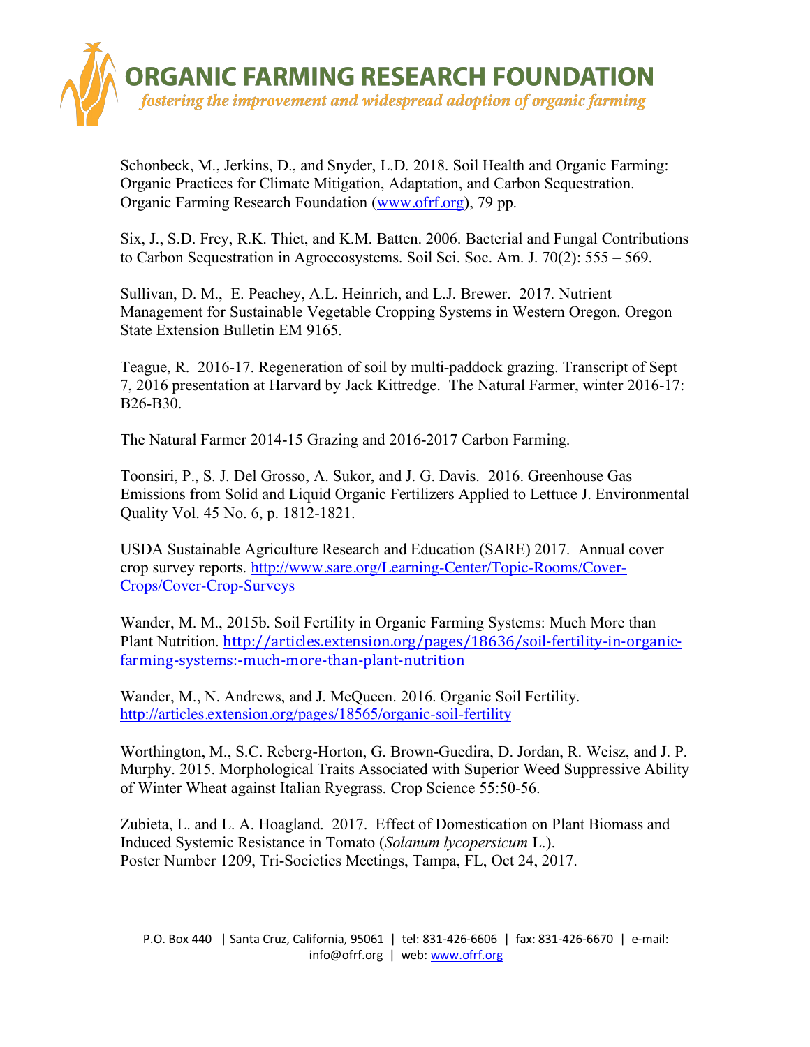Schonbeck, M., Jerkins, D., and Snyder, L.D. 2018. Soil Health and Organic Farming: Organic Practices for Climate Mitigation, Adaptation, and Carbon Sequestration. Organic Farming Research Foundation (www.ofrf.org), 79 pp.

Six, J., S.D. Frey, R.K. Thiet, and K.M. Batten. 2006. Bacterial and Fungal Contributions to Carbon Sequestration in Agroecosystems. Soil Sci. Soc. Am. J. 70(2): 555 – 569.

Sullivan, D. M., E. Peachey, A.L. Heinrich, and L.J. Brewer. 2017. Nutrient Management for Sustainable Vegetable Cropping Systems in Western Oregon. Oregon State Extension Bulletin EM 9165.

Teague, R. 2016-17. Regeneration of soil by multi-paddock grazing. Transcript of Sept 7, 2016 presentation at Harvard by Jack Kittredge. The Natural Farmer, winter 2016-17: B26-B30.

The Natural Farmer 2014-15 Grazing and 2016-2017 Carbon Farming.

Toonsiri, P., S. J. Del Grosso, A. Sukor, and J. G. Davis. 2016. Greenhouse Gas Emissions from Solid and Liquid Organic Fertilizers Applied to Lettuce J. Environmental Quality Vol. 45 No. 6, p. 1812-1821.

USDA Sustainable Agriculture Research and Education (SARE) 2017. Annual cover crop survey reports. http://www.sare.org/Learning-Center/Topic-Rooms/Cover-Crops/Cover-Crop-Surveys

Wander, M. M., 2015b. Soil Fertility in Organic Farming Systems: Much More than Plant Nutrition. http://articles.extension.org/pages/18636/soil-fertility-in-organic-farming-systems:-much-more-than-plant-nutrition

Wander, M., N. Andrews, and J. McQueen. 2016. Organic Soil Fertility. http://articles.extension.org/pages/18565/organic-soil-fertility

Worthington, M., S.C. Reberg-Horton, G. Brown-Guedira, D. Jordan, R. Weisz, and J. P. Murphy. 2015. Morphological Traits Associated with Superior Weed Suppressive Ability of Winter Wheat against Italian Ryegrass. Crop Science 55:50-56.

Zubieta, L. and L. A. Hoagland. 2017. Effect of Domestication on Plant Biomass and Induced Systemic Resistance in Tomato (*Solanum lycopersicum* L.). Poster Number 1209, Tri-Societies Meetings, Tampa, FL, Oct 24, 2017.